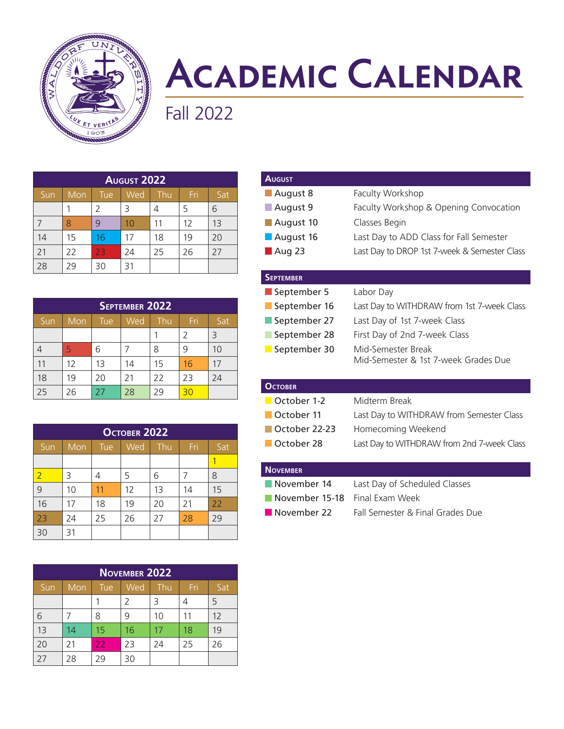# Academic Calendar

## Fall 2022

### August 2022

| Sun | Mon | Tue | Wed | Thu | Fri | Sat |
|---|---|---|---|---|---|---|
| | 1 | 2 | 3 | 4 | 5 | 6 |
| 7 | 8 | 9 | 10 | 11 | 12 | 13 |
| 14 | 15 | 16 | 17 | 18 | 19 | 20 |
| 21 | 22 | 23 | 24 | 25 | 26 | 27 |
| 28 | 29 | 30 | 31 | | | |

### September 2022

| Sun | Mon | Tue | Wed | Thu | Fri | Sat |
|---|---|---|---|---|---|---|
| | | | | 1 | 2 | 3 |
| 4 | 5 | 6 | 7 | 8 | 9 | 10 |
| 11 | 12 | 13 | 14 | 15 | 16 | 17 |
| 18 | 19 | 20 | 21 | 22 | 23 | 24 |
| 25 | 26 | 27 | 28 | 29 | 30 | |

### October 2022

| Sun | Mon | Tue | Wed | Thu | Fri | Sat |
|---|---|---|---|---|---|---|
| | | | | | | 1 |
| 2 | 3 | 4 | 5 | 6 | 7 | 8 |
| 9 | 10 | 11 | 12 | 13 | 14 | 15 |
| 16 | 17 | 18 | 19 | 20 | 21 | 22 |
| 23 | 24 | 25 | 26 | 27 | 28 | 29 |
| 30 | 31 | | | | | |

### November 2022

| Sun | Mon | Tue | Wed | Thu | Fri | Sat |
|---|---|---|---|---|---|---|
| | | 1 | 2 | 3 | 4 | 5 |
| 6 | 7 | 8 | 9 | 10 | 11 | 12 |
| 13 | 14 | 15 | 16 | 17 | 18 | 19 |
| 20 | 21 | 22 | 23 | 24 | 25 | 26 |
| 27 | 28 | 29 | 30 | | | |

### August

| Date | Event |
|---|---|
| August 8 | Faculty Workshop |
| August 9 | Faculty Workshop & Opening Convocation |
| August 10 | Classes Begin |
| August 16 | Last Day to ADD Class for Fall Semester |
| Aug 23 | Last Day to DROP 1st 7-week & Semester Class |

### September

| Date | Event |
|---|---|
| September 5 | Labor Day |
| September 16 | Last Day to WITHDRAW from 1st 7-week Class |
| September 27 | Last Day of 1st 7-week Class |
| September 28 | First Day of 2nd 7-week Class |
| September 30 | Mid-Semester Break<br>Mid-Semester & 1st 7-week Grades Due |

### October

| Date | Event |
|---|---|
| October 1-2 | Midterm Break |
| October 11 | Last Day to WITHDRAW from Semester Class |
| October 22-23 | Homecoming Weekend |
| October 28 | Last Day to WITHDRAW from 2nd 7-week Class |

### November

| Date | Event |
|---|---|
| November 14 | Last Day of Scheduled Classes |
| November 15-18 | Final Exam Week |
| November 22 | Fall Semester & Final Grades Due |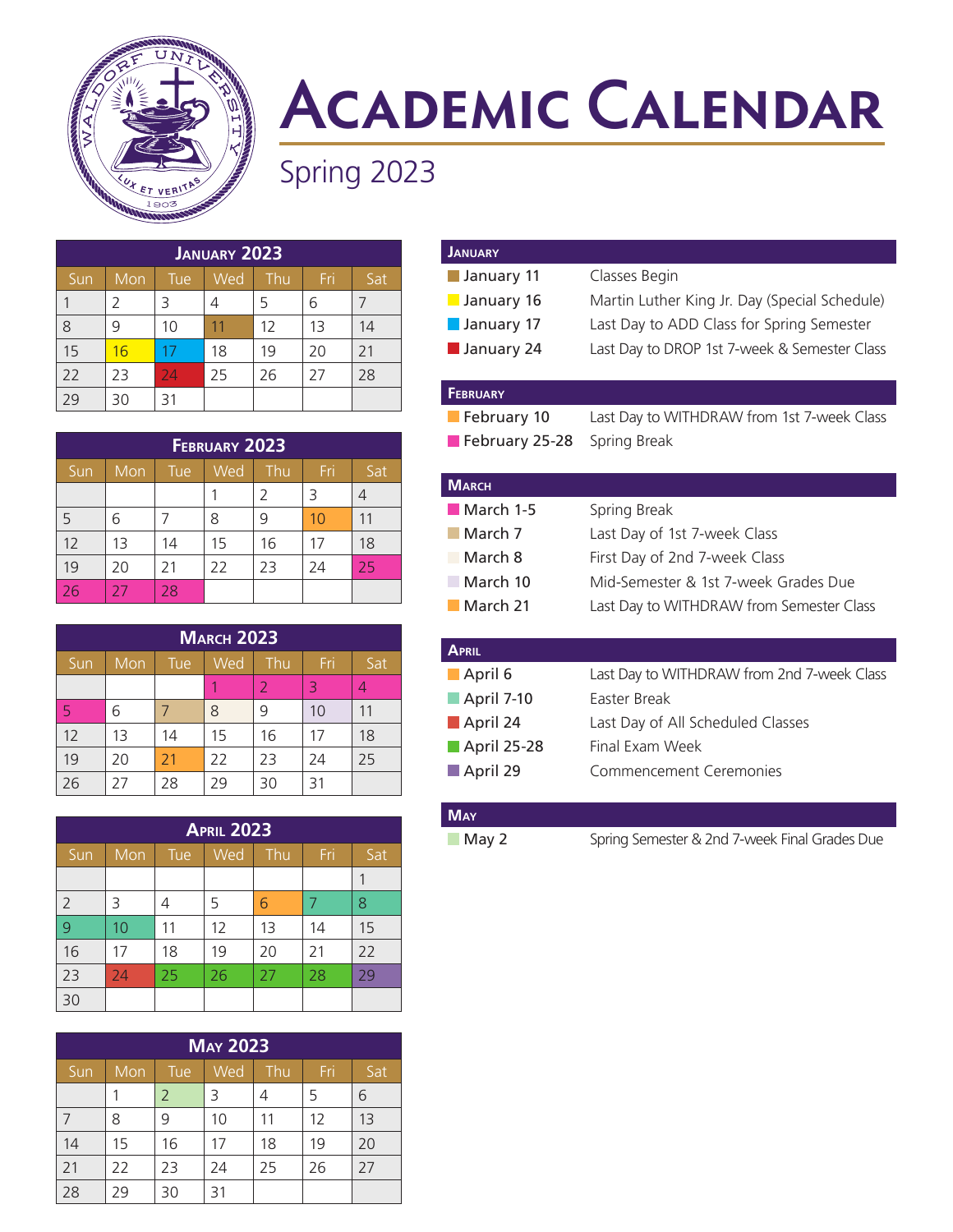# Academic Calendar

## Spring 2023

### January 2023

| Sun | Mon | Tue | Wed | Thu | Fri | Sat |
|---|---|---|---|---|---|---|
| 1 | 2 | 3 | 4 | 5 | 6 | 7 |
| 8 | 9 | 10 | 11 | 12 | 13 | 14 |
| 15 | 16 | 17 | 18 | 19 | 20 | 21 |
| 22 | 23 | 24 | 25 | 26 | 27 | 28 |
| 29 | 30 | 31 | | | | |

### February 2023

| Sun | Mon | Tue | Wed | Thu | Fri | Sat |
|---|---|---|---|---|---|---|
| | | | 1 | 2 | 3 | 4 |
| 5 | 6 | 7 | 8 | 9 | 10 | 11 |
| 12 | 13 | 14 | 15 | 16 | 17 | 18 |
| 19 | 20 | 21 | 22 | 23 | 24 | 25 |
| 26 | 27 | 28 | | | | |

### March 2023

| Sun | Mon | Tue | Wed | Thu | Fri | Sat |
|---|---|---|---|---|---|---|
| | | | 1 | 2 | 3 | 4 |
| 5 | 6 | 7 | 8 | 9 | 10 | 11 |
| 12 | 13 | 14 | 15 | 16 | 17 | 18 |
| 19 | 20 | 21 | 22 | 23 | 24 | 25 |
| 26 | 27 | 28 | 29 | 30 | 31 | |

### April 2023

| Sun | Mon | Tue | Wed | Thu | Fri | Sat |
|---|---|---|---|---|---|---|
| | | | | | | 1 |
| 2 | 3 | 4 | 5 | 6 | 7 | 8 |
| 9 | 10 | 11 | 12 | 13 | 14 | 15 |
| 16 | 17 | 18 | 19 | 20 | 21 | 22 |
| 23 | 24 | 25 | 26 | 27 | 28 | 29 |
| 30 | | | | | | |

### May 2023

| Sun | Mon | Tue | Wed | Thu | Fri | Sat |
|---|---|---|---|---|---|---|
| | 1 | 2 | 3 | 4 | 5 | 6 |
| 7 | 8 | 9 | 10 | 11 | 12 | 13 |
| 14 | 15 | 16 | 17 | 18 | 19 | 20 |
| 21 | 22 | 23 | 24 | 25 | 26 | 27 |
| 28 | 29 | 30 | 31 | | | |

### January

| Date | Event |
|---|---|
| January 11 | Classes Begin |
| January 16 | Martin Luther King Jr. Day (Special Schedule) |
| January 17 | Last Day to ADD Class for Spring Semester |
| January 24 | Last Day to DROP 1st 7-week & Semester Class |

### February

| Date | Event |
|---|---|
| February 10 | Last Day to WITHDRAW from 1st 7-week Class |
| February 25-28 | Spring Break |

### March

| Date | Event |
|---|---|
| March 1-5 | Spring Break |
| March 7 | Last Day of 1st 7-week Class |
| March 8 | First Day of 2nd 7-week Class |
| March 10 | Mid-Semester & 1st 7-week Grades Due |
| March 21 | Last Day to WITHDRAW from Semester Class |

### April

| Date | Event |
|---|---|
| April 6 | Last Day to WITHDRAW from 2nd 7-week Class |
| April 7-10 | Easter Break |
| April 24 | Last Day of All Scheduled Classes |
| April 25-28 | Final Exam Week |
| April 29 | Commencement Ceremonies |

### May

| Date | Event |
|---|---|
| May 2 | Spring Semester & 2nd 7-week Final Grades Due |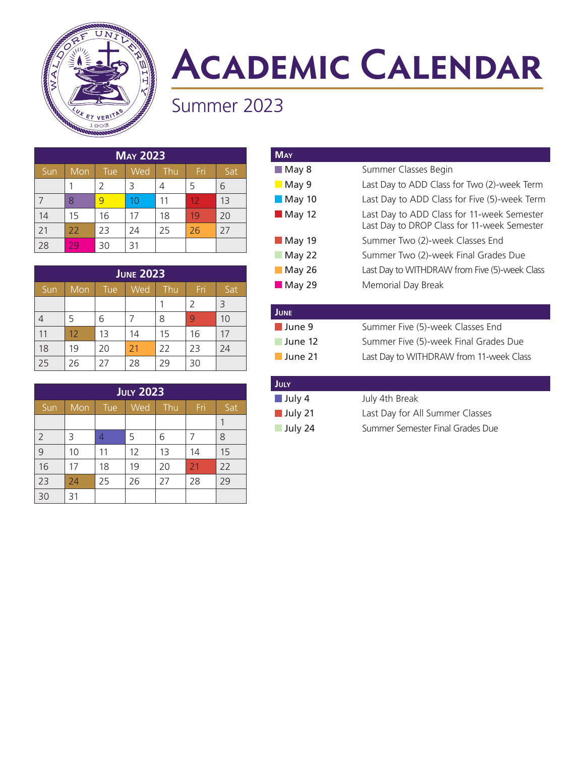# Academic Calendar

## Summer 2023

| May 2023 | | | | | | |
|---|---|---|---|---|---|---|
| Sun | Mon | Tue | Wed | Thu | Fri | Sat |
| | 1 | 2 | 3 | 4 | 5 | 6 |
| 7 | 8 | 9 | 10 | 11 | 12 | 13 |
| 14 | 15 | 16 | 17 | 18 | 19 | 20 |
| 21 | 22 | 23 | 24 | 25 | 26 | 27 |
| 28 | 29 | 30 | 31 | | | |

| June 2023 | | | | | | |
|---|---|---|---|---|---|---|
| Sun | Mon | Tue | Wed | Thu | Fri | Sat |
| | | | | 1 | 2 | 3 |
| 4 | 5 | 6 | 7 | 8 | 9 | 10 |
| 11 | 12 | 13 | 14 | 15 | 16 | 17 |
| 18 | 19 | 20 | 21 | 22 | 23 | 24 |
| 25 | 26 | 27 | 28 | 29 | 30 | |

| July 2023 | | | | | | |
|---|---|---|---|---|---|---|
| Sun | Mon | Tue | Wed | Thu | Fri | Sat |
| | | | | | | 1 |
| 2 | 3 | 4 | 5 | 6 | 7 | 8 |
| 9 | 10 | 11 | 12 | 13 | 14 | 15 |
| 16 | 17 | 18 | 19 | 20 | 21 | 22 |
| 23 | 24 | 25 | 26 | 27 | 28 | 29 |
| 30 | 31 | | | | | |

### May

| | |
|---|---|
| May 8 | Summer Classes Begin |
| May 9 | Last Day to ADD Class for Two (2)-week Term |
| May 10 | Last Day to ADD Class for Five (5)-week Term |
| May 12 | Last Day to ADD Class for 11-week Semester<br>Last Day to DROP Class for 11-week Semester |
| May 19 | Summer Two (2)-week Classes End |
| May 22 | Summer Two (2)-week Final Grades Due |
| May 26 | Last Day to WITHDRAW from Five (5)-week Class |
| May 29 | Memorial Day Break |

### June

| | |
|---|---|
| June 9 | Summer Five (5)-week Classes End |
| June 12 | Summer Five (5)-week Final Grades Due |
| June 21 | Last Day to WITHDRAW from 11-week Class |

### July

| | |
|---|---|
| July 4 | July 4th Break |
| July 21 | Last Day for All Summer Classes |
| July 24 | Summer Semester Final Grades Due |